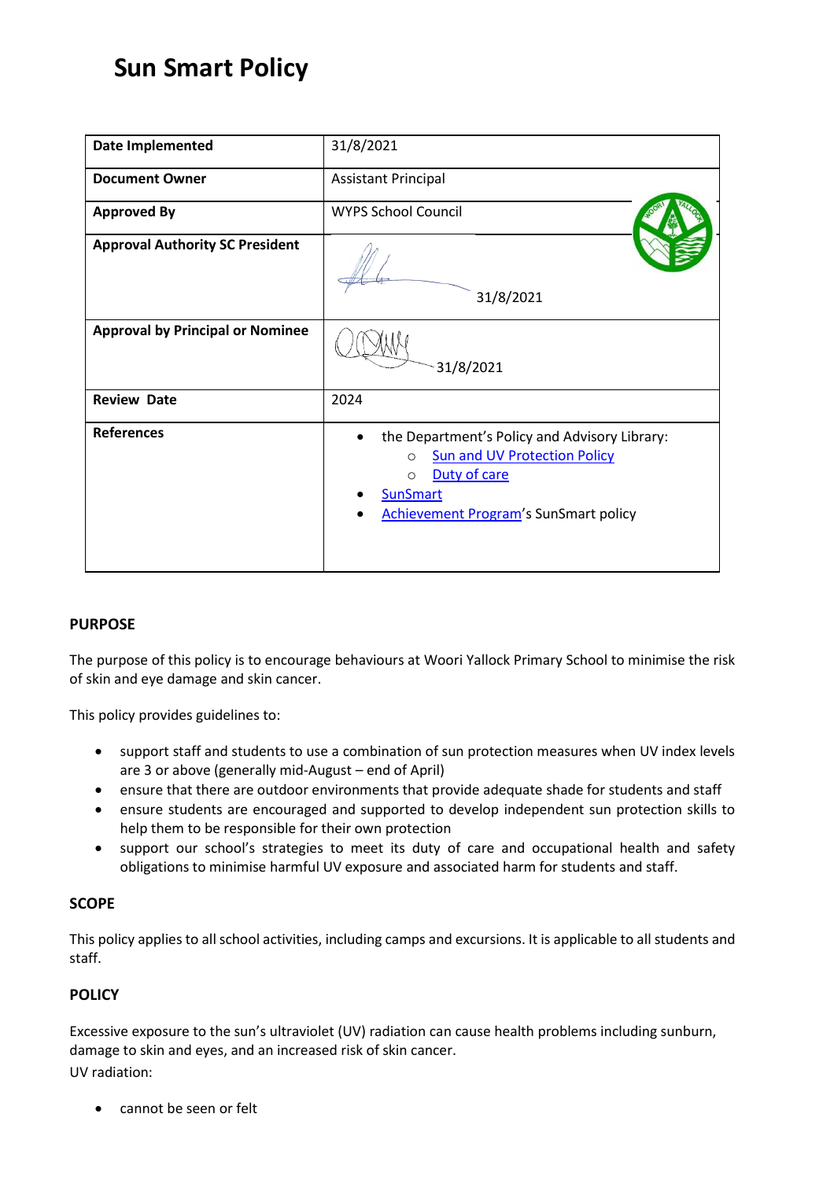# Sun Smart Policy

| | |
|---|---|
| **Date Implemented** | 31/8/2021 |
| **Document Owner** | Assistant Principal |
| **Approved By** | WYPS School Council |
| **Approval Authority SC President** | 31/8/2021 |
| **Approval by Principal or Nominee** | 31/8/2021 |
| **Review Date** | 2024 |
| **References** | • the Department's Policy and Advisory Library: ○ Sun and UV Protection Policy ○ Duty of care • SunSmart • Achievement Program's SunSmart policy |

## PURPOSE

The purpose of this policy is to encourage behaviours at Woori Yallock Primary School to minimise the risk of skin and eye damage and skin cancer.

This policy provides guidelines to:

- support staff and students to use a combination of sun protection measures when UV index levels are 3 or above (generally mid-August – end of April)
- ensure that there are outdoor environments that provide adequate shade for students and staff
- ensure students are encouraged and supported to develop independent sun protection skills to help them to be responsible for their own protection
- support our school's strategies to meet its duty of care and occupational health and safety obligations to minimise harmful UV exposure and associated harm for students and staff.

## SCOPE

This policy applies to all school activities, including camps and excursions. It is applicable to all students and staff.

## POLICY

Excessive exposure to the sun's ultraviolet (UV) radiation can cause health problems including sunburn, damage to skin and eyes, and an increased risk of skin cancer.

UV radiation:

- cannot be seen or felt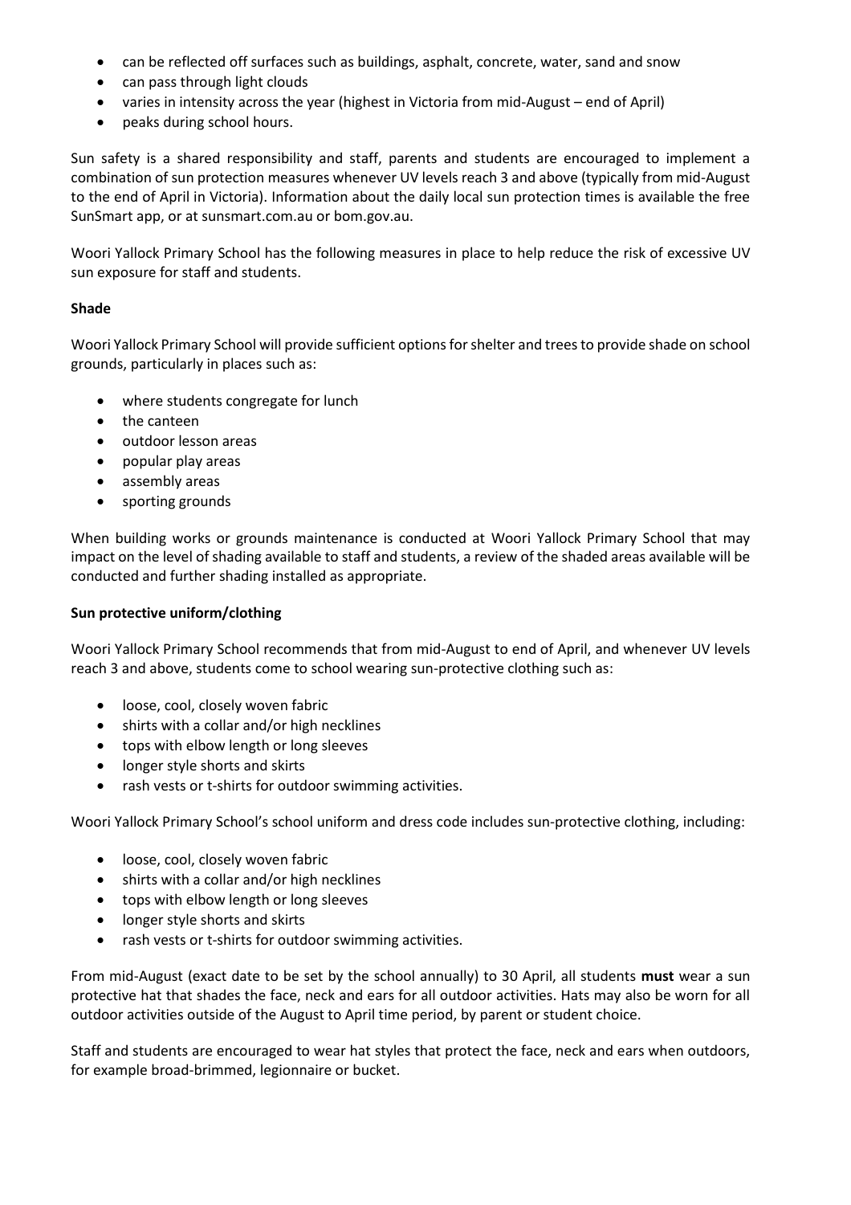- can be reflected off surfaces such as buildings, asphalt, concrete, water, sand and snow
- can pass through light clouds
- varies in intensity across the year (highest in Victoria from mid-August – end of April)
- peaks during school hours.

Sun safety is a shared responsibility and staff, parents and students are encouraged to implement a combination of sun protection measures whenever UV levels reach 3 and above (typically from mid-August to the end of April in Victoria). Information about the daily local sun protection times is available the free SunSmart app, or at sunsmart.com.au or bom.gov.au.

Woori Yallock Primary School has the following measures in place to help reduce the risk of excessive UV sun exposure for staff and students.

**Shade**

Woori Yallock Primary School will provide sufficient options for shelter and trees to provide shade on school grounds, particularly in places such as:

- where students congregate for lunch
- the canteen
- outdoor lesson areas
- popular play areas
- assembly areas
- sporting grounds

When building works or grounds maintenance is conducted at Woori Yallock Primary School that may impact on the level of shading available to staff and students, a review of the shaded areas available will be conducted and further shading installed as appropriate.

**Sun protective uniform/clothing**

Woori Yallock Primary School recommends that from mid-August to end of April, and whenever UV levels reach 3 and above, students come to school wearing sun-protective clothing such as:

- loose, cool, closely woven fabric
- shirts with a collar and/or high necklines
- tops with elbow length or long sleeves
- longer style shorts and skirts
- rash vests or t-shirts for outdoor swimming activities.

Woori Yallock Primary School's school uniform and dress code includes sun-protective clothing, including:

- loose, cool, closely woven fabric
- shirts with a collar and/or high necklines
- tops with elbow length or long sleeves
- longer style shorts and skirts
- rash vests or t-shirts for outdoor swimming activities.

From mid-August (exact date to be set by the school annually) to 30 April, all students **must** wear a sun protective hat that shades the face, neck and ears for all outdoor activities. Hats may also be worn for all outdoor activities outside of the August to April time period, by parent or student choice.

Staff and students are encouraged to wear hat styles that protect the face, neck and ears when outdoors, for example broad-brimmed, legionnaire or bucket.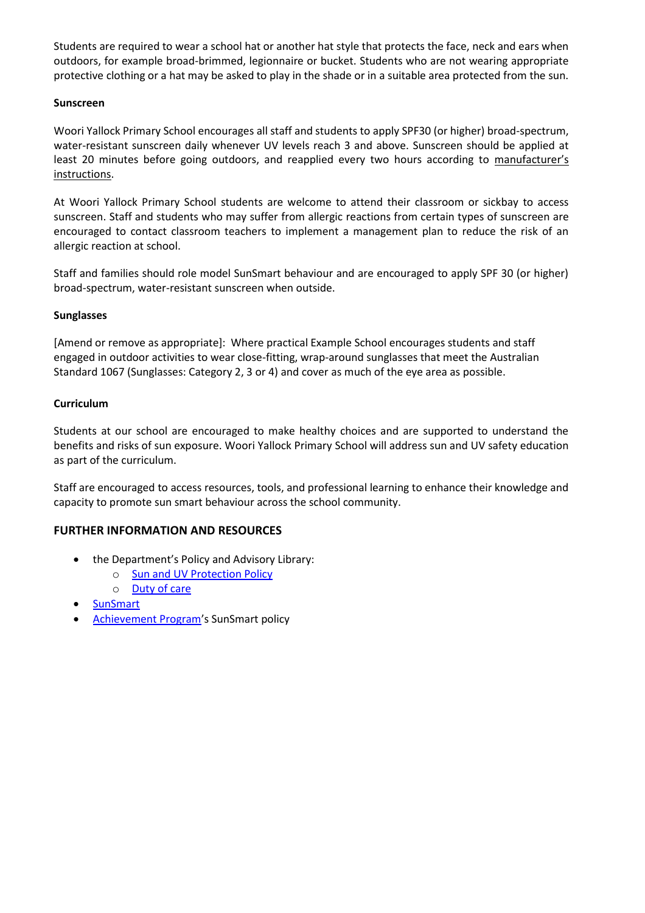Students are required to wear a school hat or another hat style that protects the face, neck and ears when outdoors, for example broad-brimmed, legionnaire or bucket. Students who are not wearing appropriate protective clothing or a hat may be asked to play in the shade or in a suitable area protected from the sun.

**Sunscreen**

Woori Yallock Primary School encourages all staff and students to apply SPF30 (or higher) broad-spectrum, water-resistant sunscreen daily whenever UV levels reach 3 and above. Sunscreen should be applied at least 20 minutes before going outdoors, and reapplied every two hours according to manufacturer's instructions.

At Woori Yallock Primary School students are welcome to attend their classroom or sickbay to access sunscreen. Staff and students who may suffer from allergic reactions from certain types of sunscreen are encouraged to contact classroom teachers to implement a management plan to reduce the risk of an allergic reaction at school.

Staff and families should role model SunSmart behaviour and are encouraged to apply SPF 30 (or higher) broad-spectrum, water-resistant sunscreen when outside.

**Sunglasses**

[Amend or remove as appropriate]: Where practical Example School encourages students and staff engaged in outdoor activities to wear close-fitting, wrap-around sunglasses that meet the Australian Standard 1067 (Sunglasses: Category 2, 3 or 4) and cover as much of the eye area as possible.

**Curriculum**

Students at our school are encouraged to make healthy choices and are supported to understand the benefits and risks of sun exposure. Woori Yallock Primary School will address sun and UV safety education as part of the curriculum.

Staff are encouraged to access resources, tools, and professional learning to enhance their knowledge and capacity to promote sun smart behaviour across the school community.

## FURTHER INFORMATION AND RESOURCES

- the Department's Policy and Advisory Library:
  - Sun and UV Protection Policy
  - Duty of care
- SunSmart
- Achievement Program's SunSmart policy